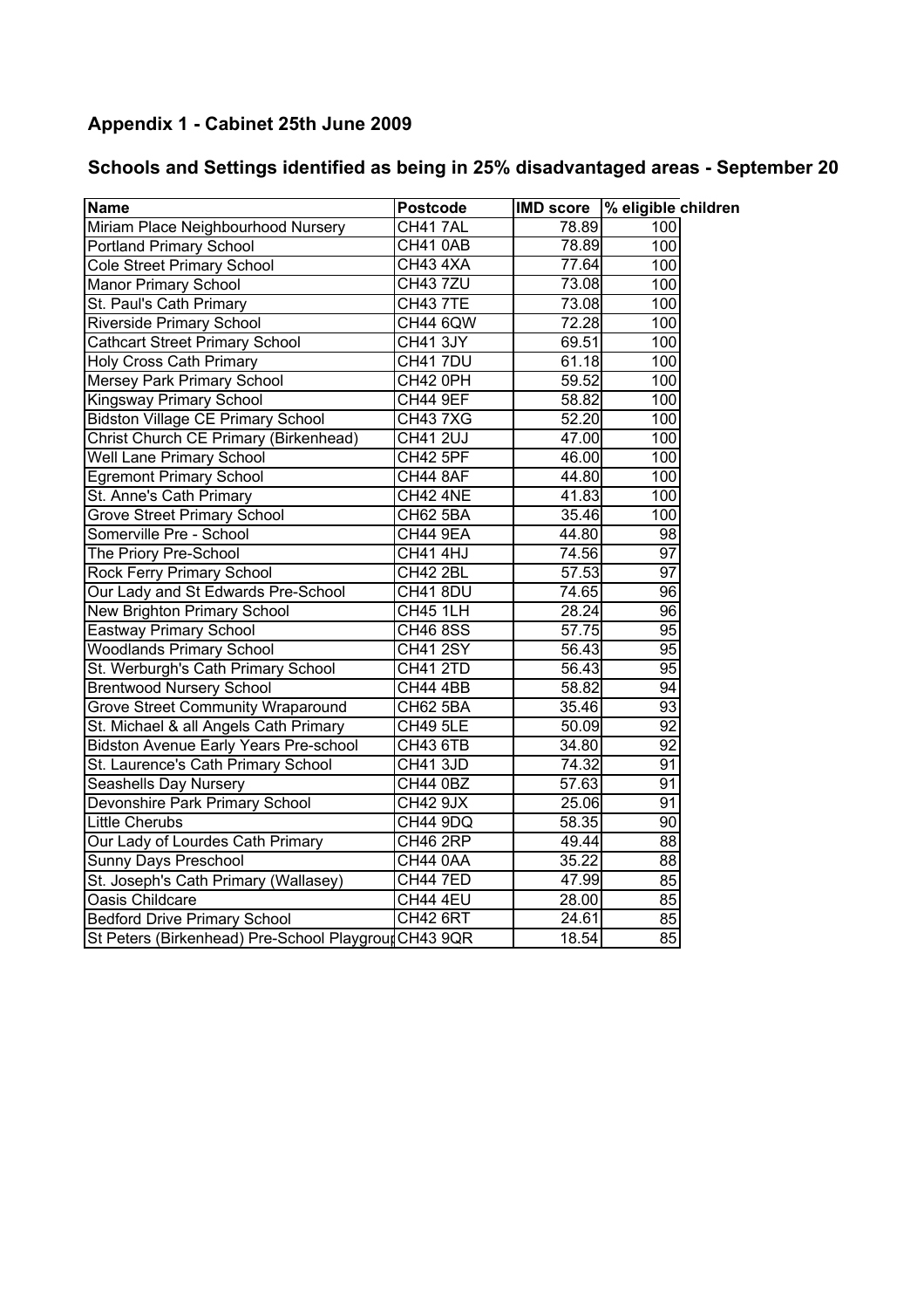## Appendix 1 - Cabinet 25th June 2009

## Schools and Settings identified as being in 25% disadvantaged areas - September 20

| Name | Postcode | IMD score | % eligible children |
|---|---|---|---|
| Miriam Place Neighbourhood Nursery | CH41 7AL | 78.89 | 100 |
| Portland Primary School | CH41 0AB | 78.89 | 100 |
| Cole Street Primary School | CH43 4XA | 77.64 | 100 |
| Manor Primary School | CH43 7ZU | 73.08 | 100 |
| St. Paul's Cath Primary | CH43 7TE | 73.08 | 100 |
| Riverside Primary School | CH44 6QW | 72.28 | 100 |
| Cathcart Street Primary School | CH41 3JY | 69.51 | 100 |
| Holy Cross Cath Primary | CH41 7DU | 61.18 | 100 |
| Mersey Park Primary School | CH42 0PH | 59.52 | 100 |
| Kingsway Primary School | CH44 9EF | 58.82 | 100 |
| Bidston Village CE Primary School | CH43 7XG | 52.20 | 100 |
| Christ Church CE Primary (Birkenhead) | CH41 2UJ | 47.00 | 100 |
| Well Lane Primary School | CH42 5PF | 46.00 | 100 |
| Egremont Primary School | CH44 8AF | 44.80 | 100 |
| St. Anne's Cath Primary | CH42 4NE | 41.83 | 100 |
| Grove Street Primary School | CH62 5BA | 35.46 | 100 |
| Somerville Pre - School | CH44 9EA | 44.80 | 98 |
| The Priory Pre-School | CH41 4HJ | 74.56 | 97 |
| Rock Ferry Primary School | CH42 2BL | 57.53 | 97 |
| Our Lady and St Edwards Pre-School | CH41 8DU | 74.65 | 96 |
| New Brighton Primary School | CH45 1LH | 28.24 | 96 |
| Eastway Primary School | CH46 8SS | 57.75 | 95 |
| Woodlands Primary School | CH41 2SY | 56.43 | 95 |
| St. Werburgh's Cath Primary School | CH41 2TD | 56.43 | 95 |
| Brentwood Nursery School | CH44 4BB | 58.82 | 94 |
| Grove Street Community Wraparound | CH62 5BA | 35.46 | 93 |
| St. Michael & all Angels Cath Primary | CH49 5LE | 50.09 | 92 |
| Bidston Avenue Early Years Pre-school | CH43 6TB | 34.80 | 92 |
| St. Laurence's Cath Primary School | CH41 3JD | 74.32 | 91 |
| Seashells Day Nursery | CH44 0BZ | 57.63 | 91 |
| Devonshire Park Primary School | CH42 9JX | 25.06 | 91 |
| Little Cherubs | CH44 9DQ | 58.35 | 90 |
| Our Lady of Lourdes Cath Primary | CH46 2RP | 49.44 | 88 |
| Sunny Days Preschool | CH44 0AA | 35.22 | 88 |
| St. Joseph's Cath Primary (Wallasey) | CH44 7ED | 47.99 | 85 |
| Oasis Childcare | CH44 4EU | 28.00 | 85 |
| Bedford Drive Primary School | CH42 6RT | 24.61 | 85 |
| St Peters (Birkenhead) Pre-School Playgrou | CH43 9QR | 18.54 | 85 |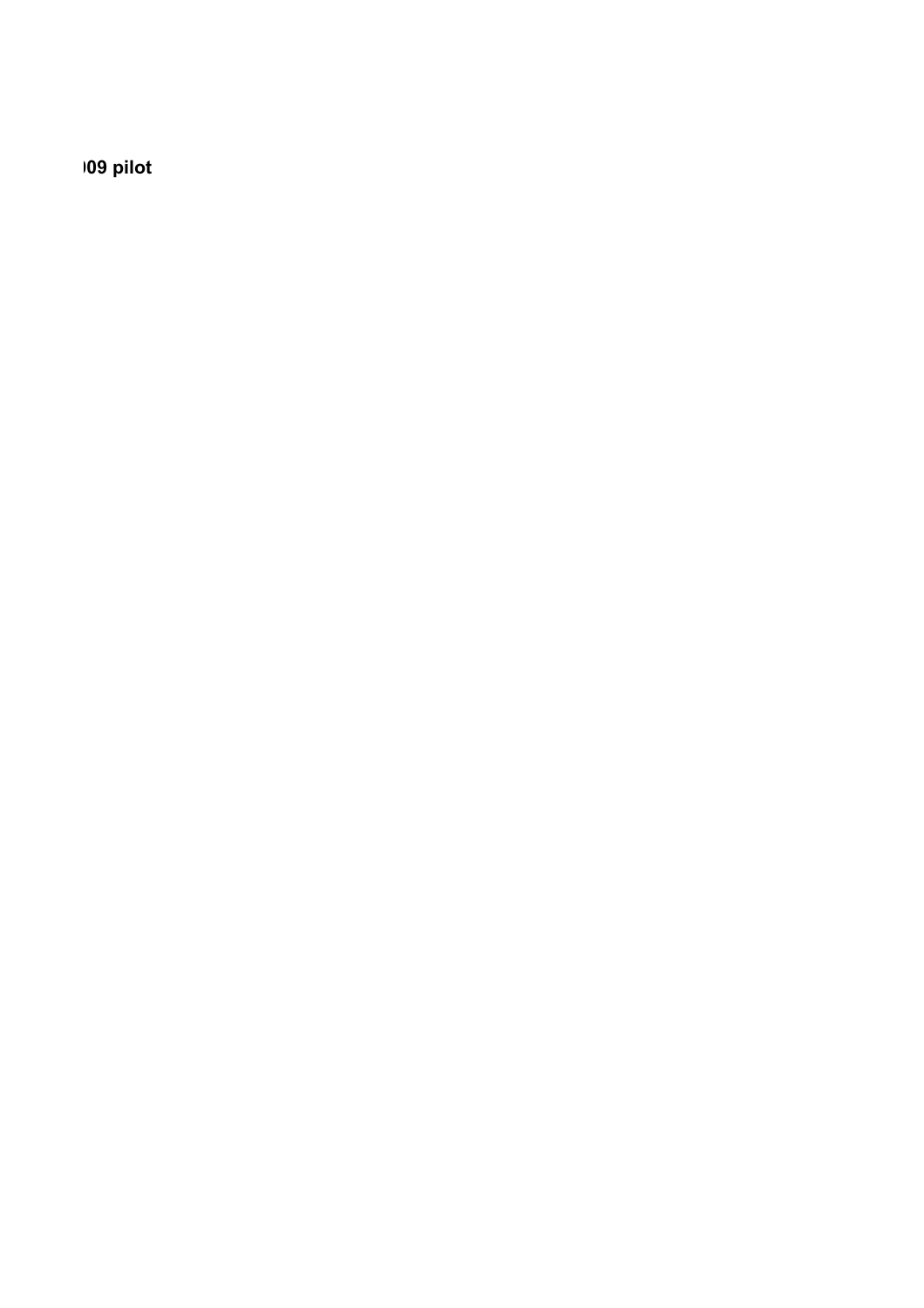**)09 pilot**